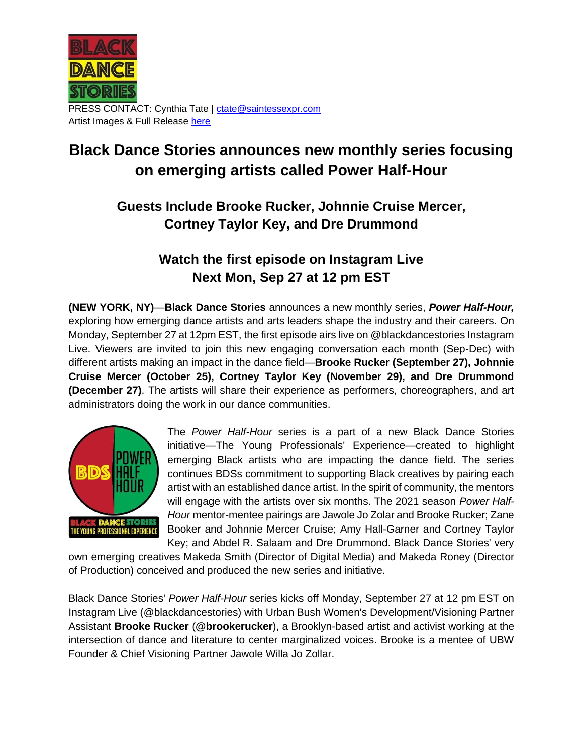PRESS CONTACT: Cynthia Tate | ctate@saintessexpr.com
Artist Images & Full Release here

# Black Dance Stories announces new monthly series focusing on emerging artists called Power Half-Hour

## Guests Include Brooke Rucker, Johnnie Cruise Mercer, Cortney Taylor Key, and Dre Drummond

## Watch the first episode on Instagram Live Next Mon, Sep 27 at 12 pm EST

**(NEW YORK, NY)**—**Black Dance Stories** announces a new monthly series, ***Power Half-Hour,*** exploring how emerging dance artists and arts leaders shape the industry and their careers. On Monday, September 27 at 12pm EST, the first episode airs live on @blackdancestories Instagram Live. Viewers are invited to join this new engaging conversation each month (Sep-Dec) with different artists making an impact in the dance field—**Brooke Rucker (September 27), Johnnie Cruise Mercer (October 25), Cortney Taylor Key (November 29), and Dre Drummond (December 27)**. The artists will share their experience as performers, choreographers, and art administrators doing the work in our dance communities.

The *Power Half-Hour* series is a part of a new Black Dance Stories initiative—The Young Professionals' Experience—created to highlight emerging Black artists who are impacting the dance field. The series continues BDSs commitment to supporting Black creatives by pairing each artist with an established dance artist. In the spirit of community, the mentors will engage with the artists over six months. The 2021 season *Power Half-Hour* mentor-mentee pairings are Jawole Jo Zolar and Brooke Rucker; Zane Booker and Johnnie Mercer Cruise; Amy Hall-Garner and Cortney Taylor Key; and Abdel R. Salaam and Dre Drummond. Black Dance Stories' very own emerging creatives Makeda Smith (Director of Digital Media) and Makeda Roney (Director of Production) conceived and produced the new series and initiative.

Black Dance Stories' *Power Half-Hour* series kicks off Monday, September 27 at 12 pm EST on Instagram Live (@blackdancestories) with Urban Bush Women's Development/Visioning Partner Assistant **Brooke Rucker** (**@brookerucker**), a Brooklyn-based artist and activist working at the intersection of dance and literature to center marginalized voices. Brooke is a mentee of UBW Founder & Chief Visioning Partner Jawole Willa Jo Zollar.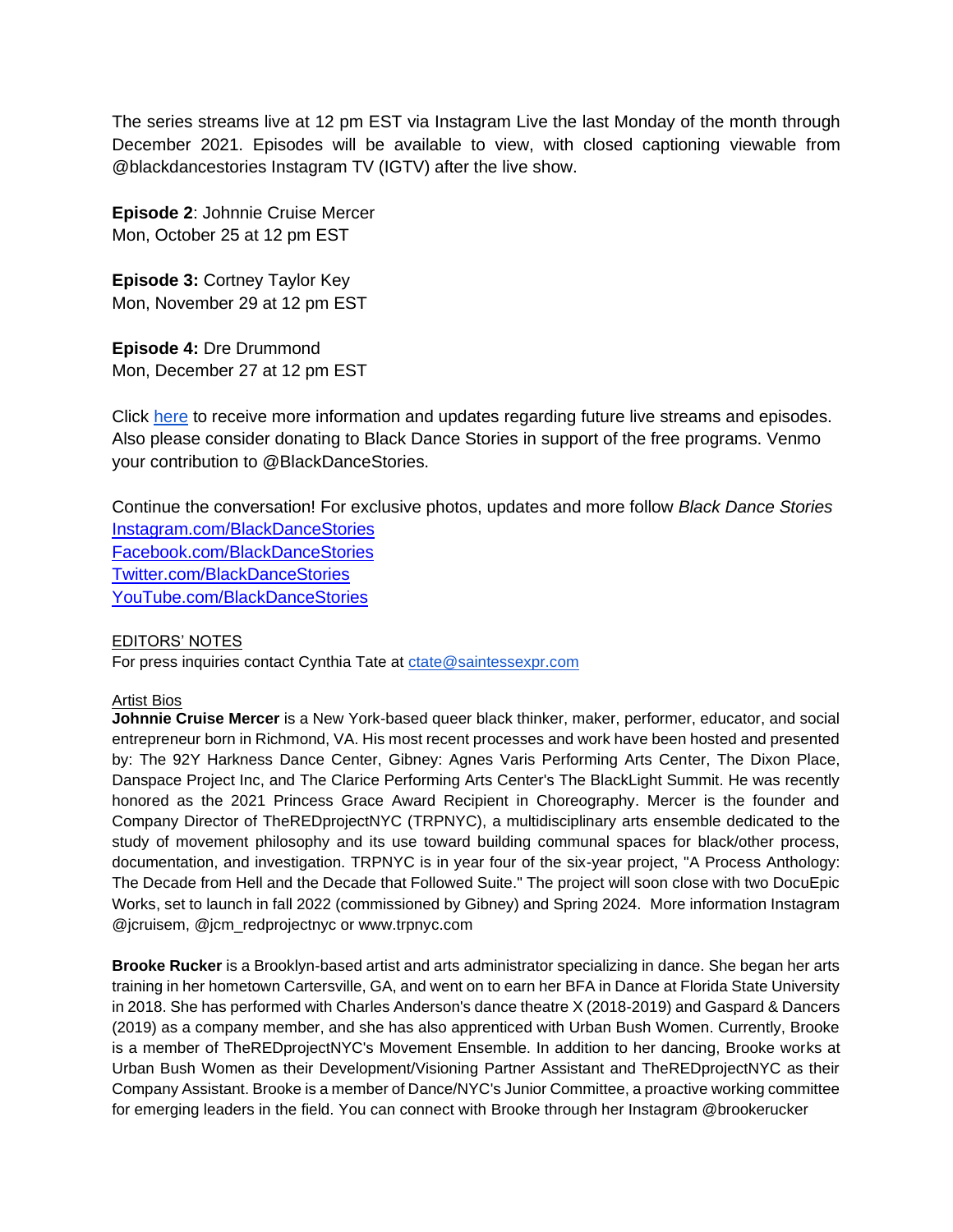The series streams live at 12 pm EST via Instagram Live the last Monday of the month through December 2021. Episodes will be available to view, with closed captioning viewable from @blackdancestories Instagram TV (IGTV) after the live show.

**Episode 2**: Johnnie Cruise Mercer
Mon, October 25 at 12 pm EST

**Episode 3:** Cortney Taylor Key
Mon, November 29 at 12 pm EST

**Episode 4:** Dre Drummond
Mon, December 27 at 12 pm EST

Click here to receive more information and updates regarding future live streams and episodes. Also please consider donating to Black Dance Stories in support of the free programs. Venmo your contribution to @BlackDanceStories.

Continue the conversation! For exclusive photos, updates and more follow *Black Dance Stories*
Instagram.com/BlackDanceStories
Facebook.com/BlackDanceStories
Twitter.com/BlackDanceStories
YouTube.com/BlackDanceStories

EDITORS' NOTES
For press inquiries contact Cynthia Tate at ctate@saintessexpr.com

Artist Bios

**Johnnie Cruise Mercer** is a New York-based queer black thinker, maker, performer, educator, and social entrepreneur born in Richmond, VA. His most recent processes and work have been hosted and presented by: The 92Y Harkness Dance Center, Gibney: Agnes Varis Performing Arts Center, The Dixon Place, Danspace Project Inc, and The Clarice Performing Arts Center's The BlackLight Summit. He was recently honored as the 2021 Princess Grace Award Recipient in Choreography. Mercer is the founder and Company Director of TheREDprojectNYC (TRPNYC), a multidisciplinary arts ensemble dedicated to the study of movement philosophy and its use toward building communal spaces for black/other process, documentation, and investigation. TRPNYC is in year four of the six-year project, "A Process Anthology: The Decade from Hell and the Decade that Followed Suite." The project will soon close with two DocuEpic Works, set to launch in fall 2022 (commissioned by Gibney) and Spring 2024. More information Instagram @jcruisem, @jcm_redprojectnyc or www.trpnyc.com

**Brooke Rucker** is a Brooklyn-based artist and arts administrator specializing in dance. She began her arts training in her hometown Cartersville, GA, and went on to earn her BFA in Dance at Florida State University in 2018. She has performed with Charles Anderson's dance theatre X (2018-2019) and Gaspard & Dancers (2019) as a company member, and she has also apprenticed with Urban Bush Women. Currently, Brooke is a member of TheREDprojectNYC's Movement Ensemble. In addition to her dancing, Brooke works at Urban Bush Women as their Development/Visioning Partner Assistant and TheREDprojectNYC as their Company Assistant. Brooke is a member of Dance/NYC's Junior Committee, a proactive working committee for emerging leaders in the field. You can connect with Brooke through her Instagram @brookerucker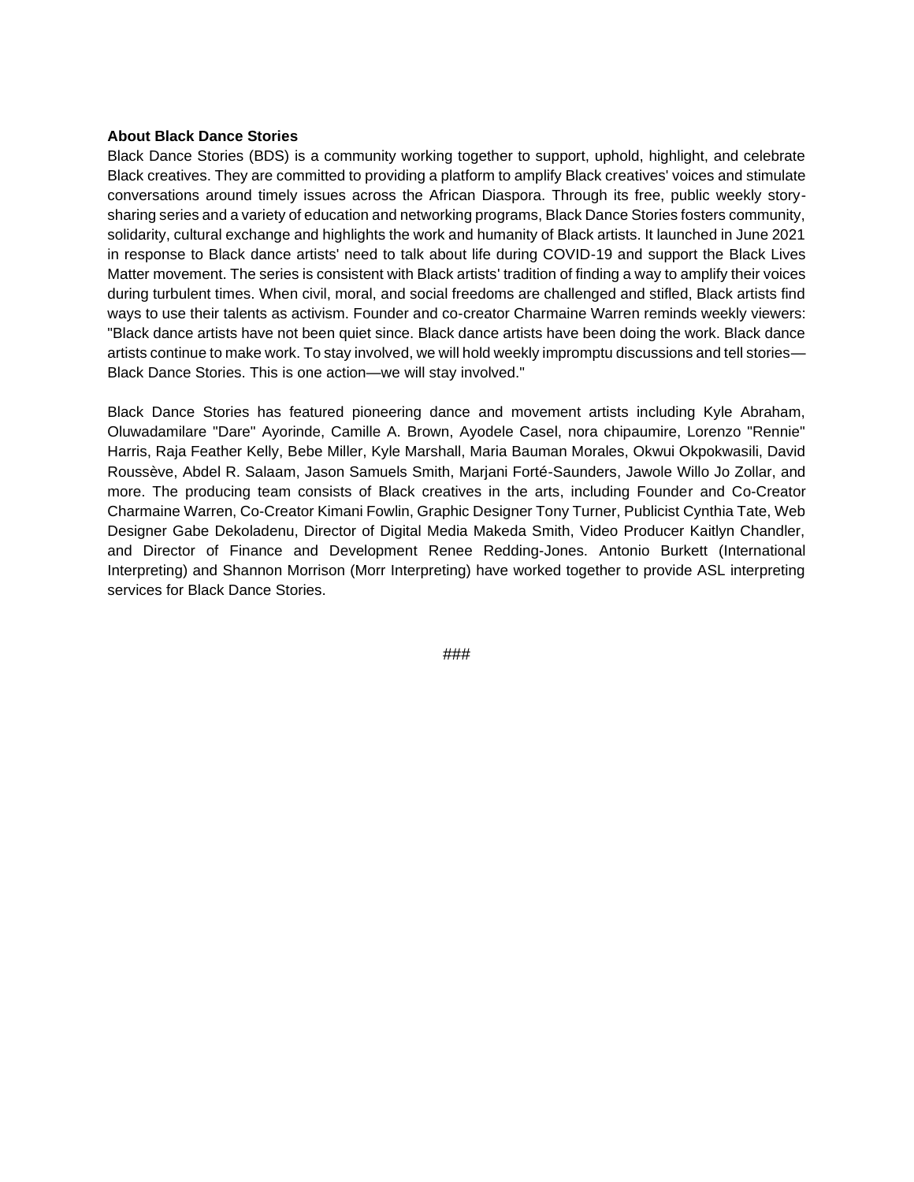**About Black Dance Stories**

Black Dance Stories (BDS) is a community working together to support, uphold, highlight, and celebrate Black creatives. They are committed to providing a platform to amplify Black creatives' voices and stimulate conversations around timely issues across the African Diaspora. Through its free, public weekly story-sharing series and a variety of education and networking programs, Black Dance Stories fosters community, solidarity, cultural exchange and highlights the work and humanity of Black artists. It launched in June 2021 in response to Black dance artists' need to talk about life during COVID-19 and support the Black Lives Matter movement. The series is consistent with Black artists' tradition of finding a way to amplify their voices during turbulent times. When civil, moral, and social freedoms are challenged and stifled, Black artists find ways to use their talents as activism. Founder and co-creator Charmaine Warren reminds weekly viewers: "Black dance artists have not been quiet since. Black dance artists have been doing the work. Black dance artists continue to make work. To stay involved, we will hold weekly impromptu discussions and tell stories—Black Dance Stories. This is one action—we will stay involved."

Black Dance Stories has featured pioneering dance and movement artists including Kyle Abraham, Oluwadamilare "Dare" Ayorinde, Camille A. Brown, Ayodele Casel, nora chipaumire, Lorenzo "Rennie" Harris, Raja Feather Kelly, Bebe Miller, Kyle Marshall, Maria Bauman Morales, Okwui Okpokwasili, David Roussève, Abdel R. Salaam, Jason Samuels Smith, Marjani Forté-Saunders, Jawole Willo Jo Zollar, and more. The producing team consists of Black creatives in the arts, including Founder and Co-Creator Charmaine Warren, Co-Creator Kimani Fowlin, Graphic Designer Tony Turner, Publicist Cynthia Tate, Web Designer Gabe Dekoladenu, Director of Digital Media Makeda Smith, Video Producer Kaitlyn Chandler, and Director of Finance and Development Renee Redding-Jones. Antonio Burkett (International Interpreting) and Shannon Morrison (Morr Interpreting) have worked together to provide ASL interpreting services for Black Dance Stories.

###